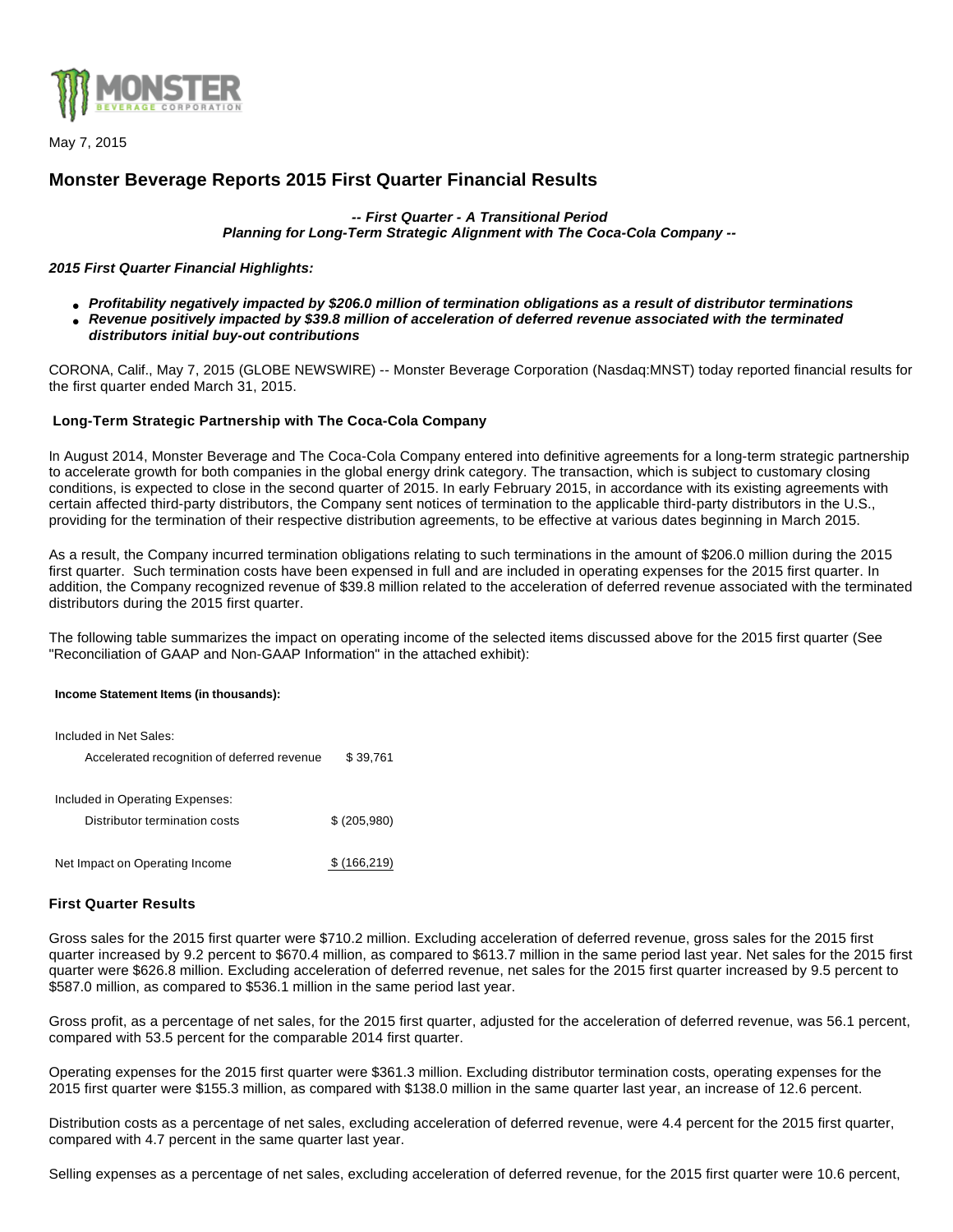May 7, 2015

# Monster Beverage Reports 2015 First Quarter Financial Results

***-- First Quarter - A Transitional Period***
***Planning for Long-Term Strategic Alignment with The Coca-Cola Company --***

***2015 First Quarter Financial Highlights:***

- ***Profitability negatively impacted by $206.0 million of termination obligations as a result of distributor terminations***
- ***Revenue positively impacted by $39.8 million of acceleration of deferred revenue associated with the terminated distributors initial buy-out contributions***

CORONA, Calif., May 7, 2015 (GLOBE NEWSWIRE) -- Monster Beverage Corporation (Nasdaq:MNST) today reported financial results for the first quarter ended March 31, 2015.

**Long-Term Strategic Partnership with The Coca-Cola Company**

In August 2014, Monster Beverage and The Coca-Cola Company entered into definitive agreements for a long-term strategic partnership to accelerate growth for both companies in the global energy drink category. The transaction, which is subject to customary closing conditions, is expected to close in the second quarter of 2015. In early February 2015, in accordance with its existing agreements with certain affected third-party distributors, the Company sent notices of termination to the applicable third-party distributors in the U.S., providing for the termination of their respective distribution agreements, to be effective at various dates beginning in March 2015.

As a result, the Company incurred termination obligations relating to such terminations in the amount of $206.0 million during the 2015 first quarter. Such termination costs have been expensed in full and are included in operating expenses for the 2015 first quarter. In addition, the Company recognized revenue of $39.8 million related to the acceleration of deferred revenue associated with the terminated distributors during the 2015 first quarter.

The following table summarizes the impact on operating income of the selected items discussed above for the 2015 first quarter (See "Reconciliation of GAAP and Non-GAAP Information" in the attached exhibit):

| **Income Statement Items (in thousands):** | |
|---|---|
| Included in Net Sales: | |
| Accelerated recognition of deferred revenue | $ 39,761 |
| Included in Operating Expenses: | |
| Distributor termination costs | $ (205,980) |
| Net Impact on Operating Income | $ (166,219) |

**First Quarter Results**

Gross sales for the 2015 first quarter were $710.2 million. Excluding acceleration of deferred revenue, gross sales for the 2015 first quarter increased by 9.2 percent to $670.4 million, as compared to $613.7 million in the same period last year. Net sales for the 2015 first quarter were $626.8 million. Excluding acceleration of deferred revenue, net sales for the 2015 first quarter increased by 9.5 percent to $587.0 million, as compared to $536.1 million in the same period last year.

Gross profit, as a percentage of net sales, for the 2015 first quarter, adjusted for the acceleration of deferred revenue, was 56.1 percent, compared with 53.5 percent for the comparable 2014 first quarter.

Operating expenses for the 2015 first quarter were $361.3 million. Excluding distributor termination costs, operating expenses for the 2015 first quarter were $155.3 million, as compared with $138.0 million in the same quarter last year, an increase of 12.6 percent.

Distribution costs as a percentage of net sales, excluding acceleration of deferred revenue, were 4.4 percent for the 2015 first quarter, compared with 4.7 percent in the same quarter last year.

Selling expenses as a percentage of net sales, excluding acceleration of deferred revenue, for the 2015 first quarter were 10.6 percent,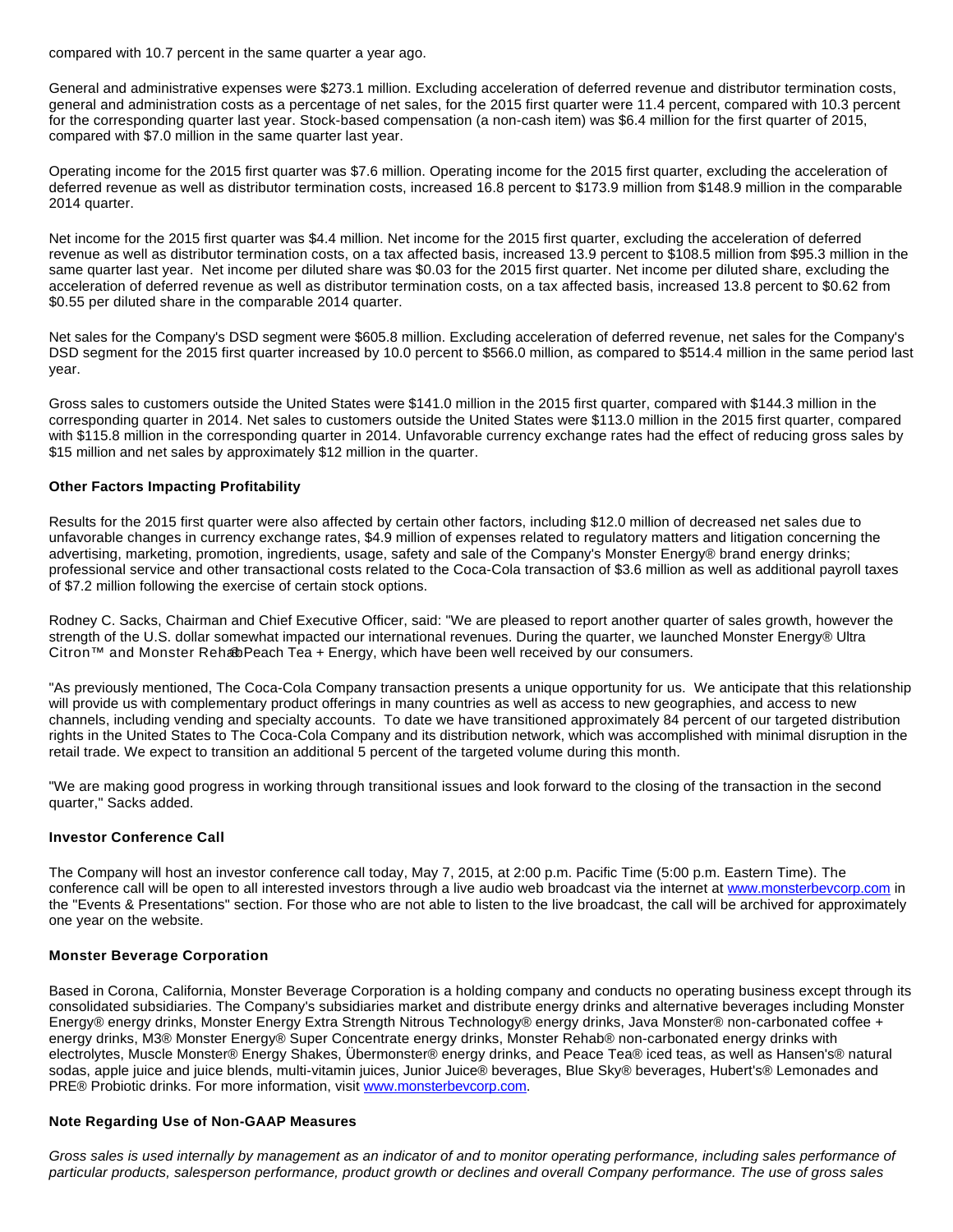compared with 10.7 percent in the same quarter a year ago.

General and administrative expenses were $273.1 million. Excluding acceleration of deferred revenue and distributor termination costs, general and administration costs as a percentage of net sales, for the 2015 first quarter were 11.4 percent, compared with 10.3 percent for the corresponding quarter last year. Stock-based compensation (a non-cash item) was $6.4 million for the first quarter of 2015, compared with $7.0 million in the same quarter last year.

Operating income for the 2015 first quarter was $7.6 million. Operating income for the 2015 first quarter, excluding the acceleration of deferred revenue as well as distributor termination costs, increased 16.8 percent to $173.9 million from $148.9 million in the comparable 2014 quarter.

Net income for the 2015 first quarter was $4.4 million. Net income for the 2015 first quarter, excluding the acceleration of deferred revenue as well as distributor termination costs, on a tax affected basis, increased 13.9 percent to $108.5 million from $95.3 million in the same quarter last year. Net income per diluted share was $0.03 for the 2015 first quarter. Net income per diluted share, excluding the acceleration of deferred revenue as well as distributor termination costs, on a tax affected basis, increased 13.8 percent to $0.62 from $0.55 per diluted share in the comparable 2014 quarter.

Net sales for the Company's DSD segment were $605.8 million. Excluding acceleration of deferred revenue, net sales for the Company's DSD segment for the 2015 first quarter increased by 10.0 percent to $566.0 million, as compared to $514.4 million in the same period last year.

Gross sales to customers outside the United States were $141.0 million in the 2015 first quarter, compared with $144.3 million in the corresponding quarter in 2014. Net sales to customers outside the United States were $113.0 million in the 2015 first quarter, compared with $115.8 million in the corresponding quarter in 2014. Unfavorable currency exchange rates had the effect of reducing gross sales by $15 million and net sales by approximately $12 million in the quarter.

**Other Factors Impacting Profitability**

Results for the 2015 first quarter were also affected by certain other factors, including $12.0 million of decreased net sales due to unfavorable changes in currency exchange rates, $4.9 million of expenses related to regulatory matters and litigation concerning the advertising, marketing, promotion, ingredients, usage, safety and sale of the Company's Monster Energy® brand energy drinks; professional service and other transactional costs related to the Coca-Cola transaction of $3.6 million as well as additional payroll taxes of $7.2 million following the exercise of certain stock options.

Rodney C. Sacks, Chairman and Chief Executive Officer, said: "We are pleased to report another quarter of sales growth, however the strength of the U.S. dollar somewhat impacted our international revenues. During the quarter, we launched Monster Energy® Ultra Citron™ and Monster Rehab® Peach Tea + Energy, which have been well received by our consumers.

"As previously mentioned, The Coca-Cola Company transaction presents a unique opportunity for us. We anticipate that this relationship will provide us with complementary product offerings in many countries as well as access to new geographies, and access to new channels, including vending and specialty accounts. To date we have transitioned approximately 84 percent of our targeted distribution rights in the United States to The Coca-Cola Company and its distribution network, which was accomplished with minimal disruption in the retail trade. We expect to transition an additional 5 percent of the targeted volume during this month.

"We are making good progress in working through transitional issues and look forward to the closing of the transaction in the second quarter," Sacks added.

**Investor Conference Call**

The Company will host an investor conference call today, May 7, 2015, at 2:00 p.m. Pacific Time (5:00 p.m. Eastern Time). The conference call will be open to all interested investors through a live audio web broadcast via the internet at www.monsterbevcorp.com in the "Events & Presentations" section. For those who are not able to listen to the live broadcast, the call will be archived for approximately one year on the website.

**Monster Beverage Corporation**

Based in Corona, California, Monster Beverage Corporation is a holding company and conducts no operating business except through its consolidated subsidiaries. The Company's subsidiaries market and distribute energy drinks and alternative beverages including Monster Energy® energy drinks, Monster Energy Extra Strength Nitrous Technology® energy drinks, Java Monster® non-carbonated coffee + energy drinks, M3® Monster Energy® Super Concentrate energy drinks, Monster Rehab® non-carbonated energy drinks with electrolytes, Muscle Monster® Energy Shakes, Übermonster® energy drinks, and Peace Tea® iced teas, as well as Hansen's® natural sodas, apple juice and juice blends, multi-vitamin juices, Junior Juice® beverages, Blue Sky® beverages, Hubert's® Lemonades and PRE® Probiotic drinks. For more information, visit www.monsterbevcorp.com.

**Note Regarding Use of Non-GAAP Measures**

*Gross sales is used internally by management as an indicator of and to monitor operating performance, including sales performance of particular products, salesperson performance, product growth or declines and overall Company performance. The use of gross sales*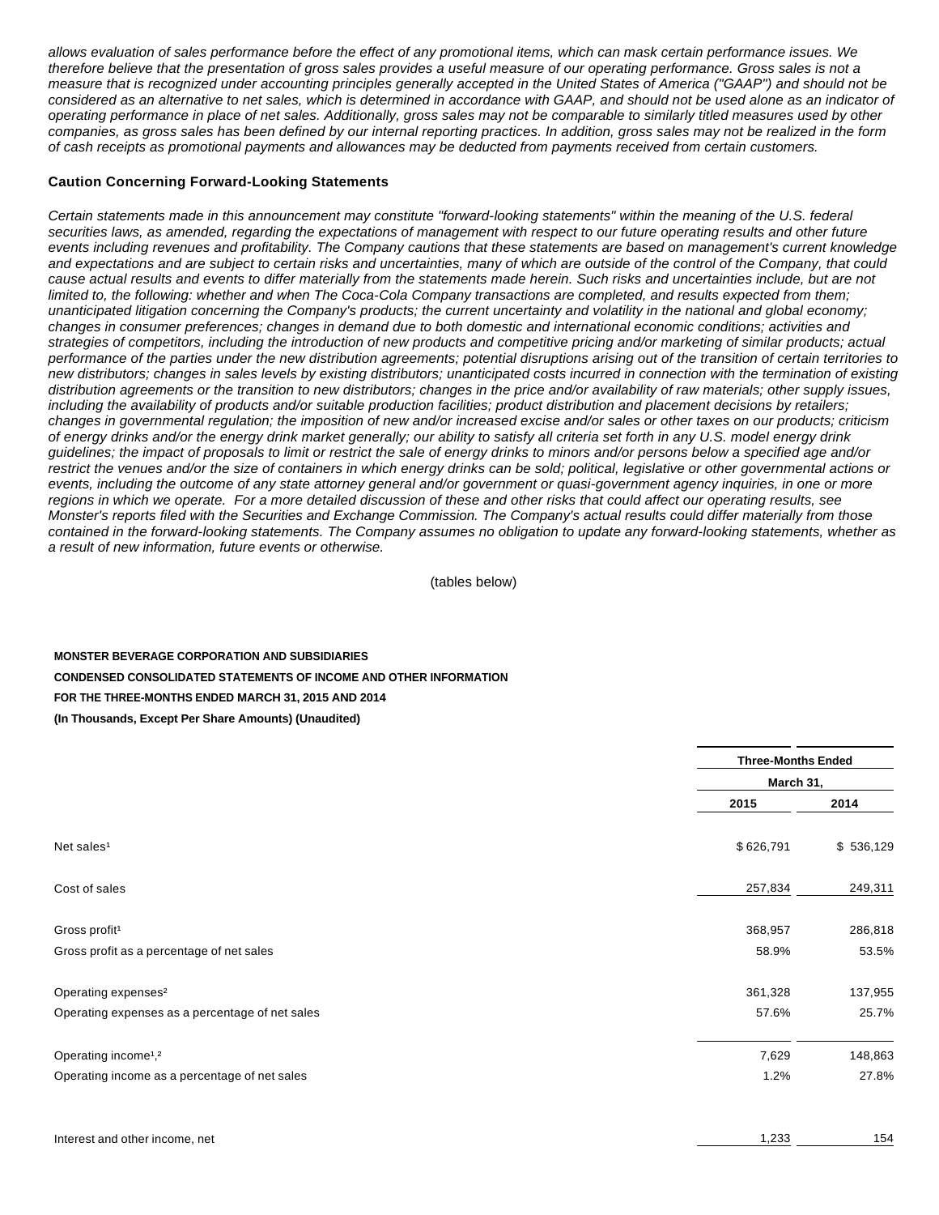*allows evaluation of sales performance before the effect of any promotional items, which can mask certain performance issues. We therefore believe that the presentation of gross sales provides a useful measure of our operating performance. Gross sales is not a measure that is recognized under accounting principles generally accepted in the United States of America ("GAAP") and should not be considered as an alternative to net sales, which is determined in accordance with GAAP, and should not be used alone as an indicator of operating performance in place of net sales. Additionally, gross sales may not be comparable to similarly titled measures used by other companies, as gross sales has been defined by our internal reporting practices. In addition, gross sales may not be realized in the form of cash receipts as promotional payments and allowances may be deducted from payments received from certain customers.*

**Caution Concerning Forward-Looking Statements**

*Certain statements made in this announcement may constitute "forward-looking statements" within the meaning of the U.S. federal securities laws, as amended, regarding the expectations of management with respect to our future operating results and other future events including revenues and profitability. The Company cautions that these statements are based on management's current knowledge and expectations and are subject to certain risks and uncertainties, many of which are outside of the control of the Company, that could cause actual results and events to differ materially from the statements made herein. Such risks and uncertainties include, but are not limited to, the following: whether and when The Coca-Cola Company transactions are completed, and results expected from them; unanticipated litigation concerning the Company's products; the current uncertainty and volatility in the national and global economy; changes in consumer preferences; changes in demand due to both domestic and international economic conditions; activities and strategies of competitors, including the introduction of new products and competitive pricing and/or marketing of similar products; actual performance of the parties under the new distribution agreements; potential disruptions arising out of the transition of certain territories to new distributors; changes in sales levels by existing distributors; unanticipated costs incurred in connection with the termination of existing distribution agreements or the transition to new distributors; changes in the price and/or availability of raw materials; other supply issues, including the availability of products and/or suitable production facilities; product distribution and placement decisions by retailers; changes in governmental regulation; the imposition of new and/or increased excise and/or sales or other taxes on our products; criticism of energy drinks and/or the energy drink market generally; our ability to satisfy all criteria set forth in any U.S. model energy drink guidelines; the impact of proposals to limit or restrict the sale of energy drinks to minors and/or persons below a specified age and/or restrict the venues and/or the size of containers in which energy drinks can be sold; political, legislative or other governmental actions or events, including the outcome of any state attorney general and/or government or quasi-government agency inquiries, in one or more regions in which we operate. For a more detailed discussion of these and other risks that could affect our operating results, see Monster's reports filed with the Securities and Exchange Commission. The Company's actual results could differ materially from those contained in the forward-looking statements. The Company assumes no obligation to update any forward-looking statements, whether as a result of new information, future events or otherwise.*

(tables below)

**MONSTER BEVERAGE CORPORATION AND SUBSIDIARIES**

**CONDENSED CONSOLIDATED STATEMENTS OF INCOME AND OTHER INFORMATION**

**FOR THE THREE-MONTHS ENDED MARCH 31, 2015 AND 2014**

**(In Thousands, Except Per Share Amounts) (Unaudited)**

| | Three-Months Ended March 31, | |
|---|---|---|
| | 2015 | 2014 |
| Net sales[1] | $ 626,791 | $ 536,129 |
| Cost of sales | 257,834 | 249,311 |
| Gross profit[1] | 368,957 | 286,818 |
| Gross profit as a percentage of net sales | 58.9% | 53.5% |
| Operating expenses[2] | 361,328 | 137,955 |
| Operating expenses as a percentage of net sales | 57.6% | 25.7% |
| Operating income[1,2] | 7,629 | 148,863 |
| Operating income as a percentage of net sales | 1.2% | 27.8% |
| Interest and other income, net | 1,233 | 154 |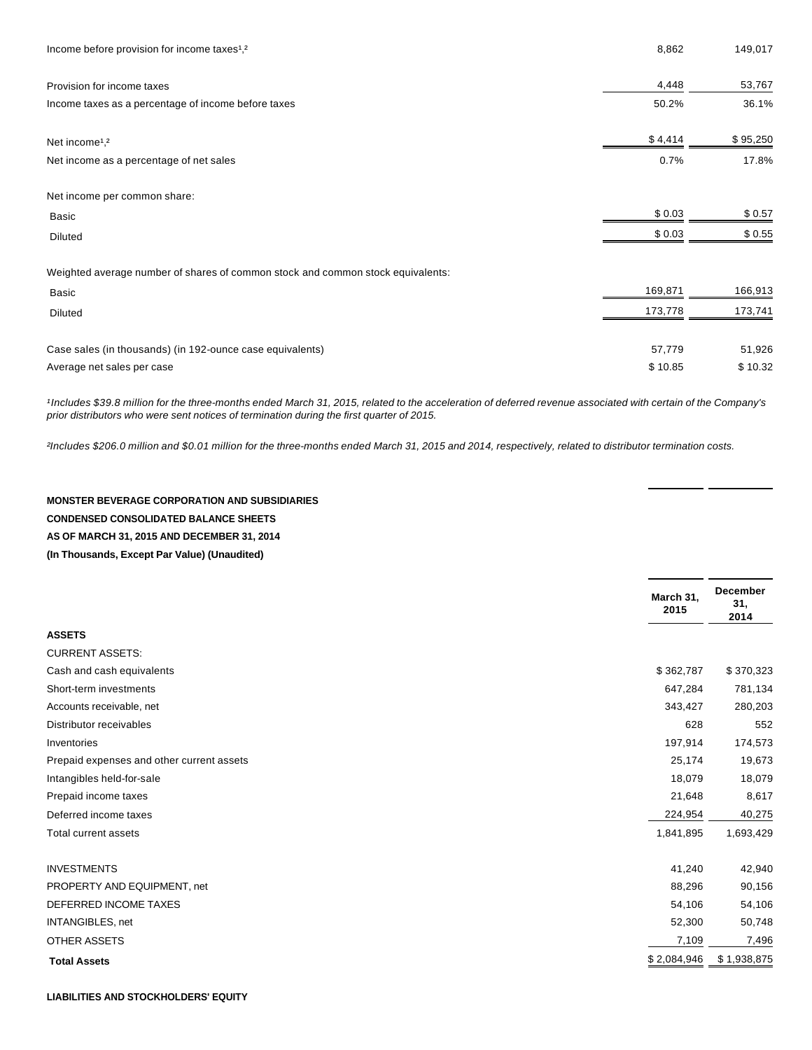| | | |
|---|---|---|
| Income before provision for income taxes[1,2] | 8,862 | 149,017 |
| Provision for income taxes | 4,448 | 53,767 |
| Income taxes as a percentage of income before taxes | 50.2% | 36.1% |
| Net income[1,2] | $ 4,414 | $ 95,250 |
| Net income as a percentage of net sales | 0.7% | 17.8% |
| Net income per common share: | | |
| Basic | $ 0.03 | $ 0.57 |
| Diluted | $ 0.03 | $ 0.55 |
| Weighted average number of shares of common stock and common stock equivalents: | | |
| Basic | 169,871 | 166,913 |
| Diluted | 173,778 | 173,741 |
| Case sales (in thousands) (in 192-ounce case equivalents) | 57,779 | 51,926 |
| Average net sales per case | $ 10.85 | $ 10.32 |

*[1]Includes $39.8 million for the three-months ended March 31, 2015, related to the acceleration of deferred revenue associated with certain of the Company's prior distributors who were sent notices of termination during the first quarter of 2015.*

*[2]Includes $206.0 million and $0.01 million for the three-months ended March 31, 2015 and 2014, respectively, related to distributor termination costs.*

**MONSTER BEVERAGE CORPORATION AND SUBSIDIARIES**

**CONDENSED CONSOLIDATED BALANCE SHEETS**

**AS OF MARCH 31, 2015 AND DECEMBER 31, 2014**

**(In Thousands, Except Par Value) (Unaudited)**

| | March 31, 2015 | December 31, 2014 |
|---|---|---|
| **ASSETS** | | |
| CURRENT ASSETS: | | |
| Cash and cash equivalents | $ 362,787 | $ 370,323 |
| Short-term investments | 647,284 | 781,134 |
| Accounts receivable, net | 343,427 | 280,203 |
| Distributor receivables | 628 | 552 |
| Inventories | 197,914 | 174,573 |
| Prepaid expenses and other current assets | 25,174 | 19,673 |
| Intangibles held-for-sale | 18,079 | 18,079 |
| Prepaid income taxes | 21,648 | 8,617 |
| Deferred income taxes | 224,954 | 40,275 |
| Total current assets | 1,841,895 | 1,693,429 |
| INVESTMENTS | 41,240 | 42,940 |
| PROPERTY AND EQUIPMENT, net | 88,296 | 90,156 |
| DEFERRED INCOME TAXES | 54,106 | 54,106 |
| INTANGIBLES, net | 52,300 | 50,748 |
| OTHER ASSETS | 7,109 | 7,496 |
| **Total Assets** | $ 2,084,946 | $ 1,938,875 |

**LIABILITIES AND STOCKHOLDERS' EQUITY**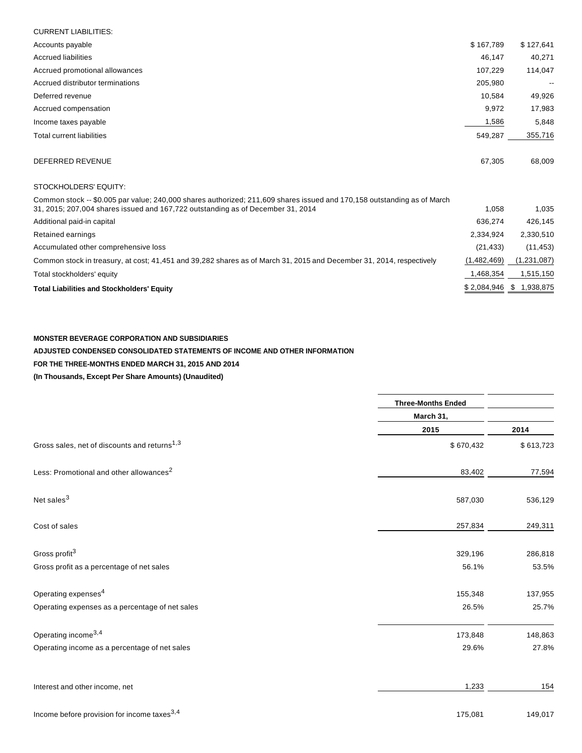| | | |
|---|---|---|
| CURRENT LIABILITIES: | | |
| Accounts payable | $ 167,789 | $ 127,641 |
| Accrued liabilities | 46,147 | 40,271 |
| Accrued promotional allowances | 107,229 | 114,047 |
| Accrued distributor terminations | 205,980 | -- |
| Deferred revenue | 10,584 | 49,926 |
| Accrued compensation | 9,972 | 17,983 |
| Income taxes payable | 1,586 | 5,848 |
| Total current liabilities | 549,287 | 355,716 |
| DEFERRED REVENUE | 67,305 | 68,009 |
| STOCKHOLDERS' EQUITY: | | |
| Common stock -- $0.005 par value; 240,000 shares authorized; 211,609 shares issued and 170,158 outstanding as of March 31, 2015; 207,004 shares issued and 167,722 outstanding as of December 31, 2014 | 1,058 | 1,035 |
| Additional paid-in capital | 636,274 | 426,145 |
| Retained earnings | 2,334,924 | 2,330,510 |
| Accumulated other comprehensive loss | (21,433) | (11,453) |
| Common stock in treasury, at cost; 41,451 and 39,282 shares as of March 31, 2015 and December 31, 2014, respectively | (1,482,469) | (1,231,087) |
| Total stockholders' equity | 1,468,354 | 1,515,150 |
| **Total Liabilities and Stockholders' Equity** | $ 2,084,946 | $ 1,938,875 |

**MONSTER BEVERAGE CORPORATION AND SUBSIDIARIES**

**ADJUSTED CONDENSED CONSOLIDATED STATEMENTS OF INCOME AND OTHER INFORMATION**

**FOR THE THREE-MONTHS ENDED MARCH 31, 2015 AND 2014**

**(In Thousands, Except Per Share Amounts) (Unaudited)**

| | Three-Months Ended March 31, | |
|---|---|---|
| | 2015 | 2014 |
| Gross sales, net of discounts and returns[1,3] | $ 670,432 | $ 613,723 |
| Less: Promotional and other allowances[2] | 83,402 | 77,594 |
| Net sales[3] | 587,030 | 536,129 |
| Cost of sales | 257,834 | 249,311 |
| Gross profit[3] | 329,196 | 286,818 |
| Gross profit as a percentage of net sales | 56.1% | 53.5% |
| Operating expenses[4] | 155,348 | 137,955 |
| Operating expenses as a percentage of net sales | 26.5% | 25.7% |
| Operating income[3,4] | 173,848 | 148,863 |
| Operating income as a percentage of net sales | 29.6% | 27.8% |
| Interest and other income, net | 1,233 | 154 |
| Income before provision for income taxes[3,4] | 175,081 | 149,017 |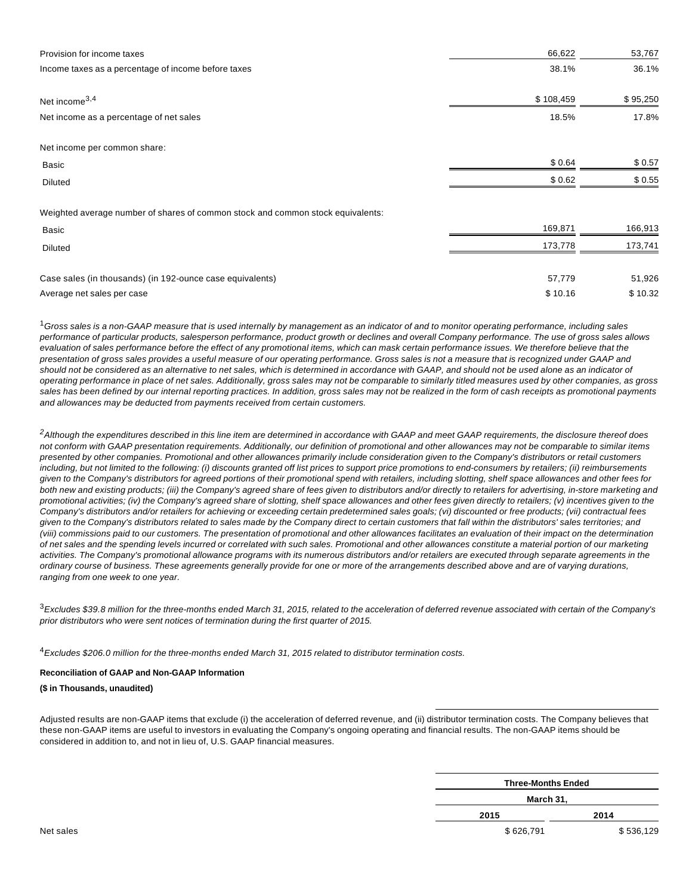| | | |
|---|---|---|
| Provision for income taxes | 66,622 | 53,767 |
| Income taxes as a percentage of income before taxes | 38.1% | 36.1% |
| Net income[3,4] | $ 108,459 | $ 95,250 |
| Net income as a percentage of net sales | 18.5% | 17.8% |
| Net income per common share: | | |
| Basic | $ 0.64 | $ 0.57 |
| Diluted | $ 0.62 | $ 0.55 |
| Weighted average number of shares of common stock and common stock equivalents: | | |
| Basic | 169,871 | 166,913 |
| Diluted | 173,778 | 173,741 |
| Case sales (in thousands) (in 192-ounce case equivalents) | 57,779 | 51,926 |
| Average net sales per case | $ 10.16 | $ 10.32 |

[1]*Gross sales is a non-GAAP measure that is used internally by management as an indicator of and to monitor operating performance, including sales performance of particular products, salesperson performance, product growth or declines and overall Company performance. The use of gross sales allows evaluation of sales performance before the effect of any promotional items, which can mask certain performance issues. We therefore believe that the presentation of gross sales provides a useful measure of our operating performance. Gross sales is not a measure that is recognized under GAAP and should not be considered as an alternative to net sales, which is determined in accordance with GAAP, and should not be used alone as an indicator of operating performance in place of net sales. Additionally, gross sales may not be comparable to similarly titled measures used by other companies, as gross sales has been defined by our internal reporting practices. In addition, gross sales may not be realized in the form of cash receipts as promotional payments and allowances may be deducted from payments received from certain customers.*

[2]*Although the expenditures described in this line item are determined in accordance with GAAP and meet GAAP requirements, the disclosure thereof does not conform with GAAP presentation requirements. Additionally, our definition of promotional and other allowances may not be comparable to similar items presented by other companies. Promotional and other allowances primarily include consideration given to the Company's distributors or retail customers including, but not limited to the following: (i) discounts granted off list prices to support price promotions to end-consumers by retailers; (ii) reimbursements given to the Company's distributors for agreed portions of their promotional spend with retailers, including slotting, shelf space allowances and other fees for both new and existing products; (iii) the Company's agreed share of fees given to distributors and/or directly to retailers for advertising, in-store marketing and promotional activities; (iv) the Company's agreed share of slotting, shelf space allowances and other fees given directly to retailers; (v) incentives given to the Company's distributors and/or retailers for achieving or exceeding certain predetermined sales goals; (vi) discounted or free products; (vii) contractual fees given to the Company's distributors related to sales made by the Company direct to certain customers that fall within the distributors' sales territories; and (viii) commissions paid to our customers. The presentation of promotional and other allowances facilitates an evaluation of their impact on the determination of net sales and the spending levels incurred or correlated with such sales. Promotional and other allowances constitute a material portion of our marketing activities. The Company's promotional allowance programs with its numerous distributors and/or retailers are executed through separate agreements in the ordinary course of business. These agreements generally provide for one or more of the arrangements described above and are of varying durations, ranging from one week to one year.*

[3]*Excludes $39.8 million for the three-months ended March 31, 2015, related to the acceleration of deferred revenue associated with certain of the Company's prior distributors who were sent notices of termination during the first quarter of 2015.*

[4]*Excludes $206.0 million for the three-months ended March 31, 2015 related to distributor termination costs.*

**Reconciliation of GAAP and Non-GAAP Information**

**($ in Thousands, unaudited)**

Adjusted results are non-GAAP items that exclude (i) the acceleration of deferred revenue, and (ii) distributor termination costs. The Company believes that these non-GAAP items are useful to investors in evaluating the Company's ongoing operating and financial results. The non-GAAP items should be considered in addition to, and not in lieu of, U.S. GAAP financial measures.

| | Three-Months Ended March 31, | |
|---|---|---|
| | 2015 | 2014 |
| Net sales | $ 626,791 | $ 536,129 |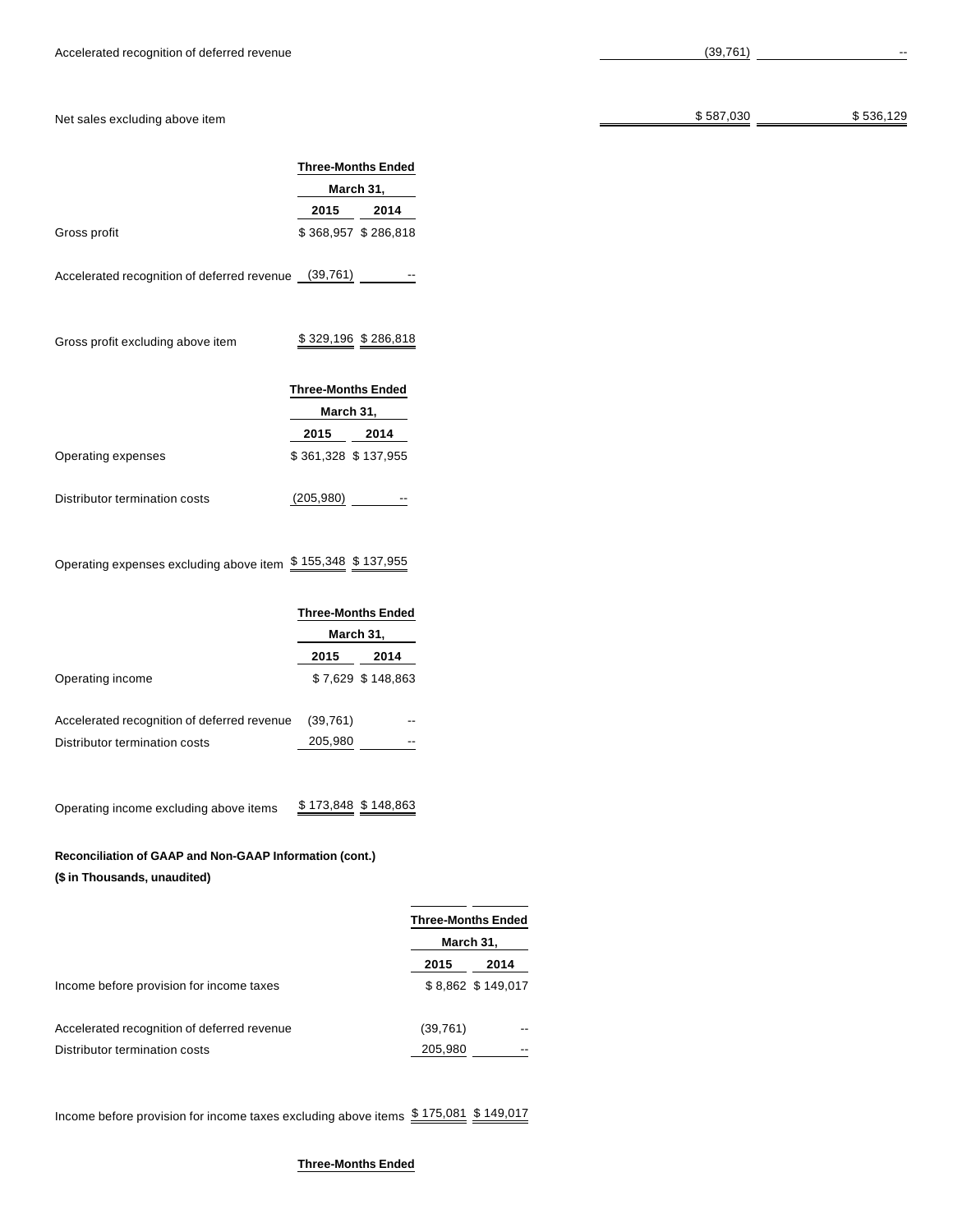| | | |
|---|---|---|
| Accelerated recognition of deferred revenue | (39,761) | -- |
| Net sales excluding above item | $ 587,030 | $ 536,129 |

| | Three-Months Ended March 31, | |
|---|---|---|
| | 2015 | 2014 |
| Gross profit | $ 368,957 | $ 286,818 |
| Accelerated recognition of deferred revenue | (39,761) | -- |
| Gross profit excluding above item | $ 329,196 | $ 286,818 |

| | Three-Months Ended March 31, | |
|---|---|---|
| | 2015 | 2014 |
| Operating expenses | $ 361,328 | $ 137,955 |
| Distributor termination costs | (205,980) | -- |
| Operating expenses excluding above item | $ 155,348 | $ 137,955 |

| | Three-Months Ended March 31, | |
|---|---|---|
| | 2015 | 2014 |
| Operating income | $ 7,629 | $ 148,863 |
| Accelerated recognition of deferred revenue | (39,761) | -- |
| Distributor termination costs | 205,980 | -- |
| Operating income excluding above items | $ 173,848 | $ 148,863 |

**Reconciliation of GAAP and Non-GAAP Information (cont.)**

**($ in Thousands, unaudited)**

| | Three-Months Ended March 31, | |
|---|---|---|
| | 2015 | 2014 |
| Income before provision for income taxes | $ 8,862 | $ 149,017 |
| Accelerated recognition of deferred revenue | (39,761) | -- |
| Distributor termination costs | 205,980 | -- |
| Income before provision for income taxes excluding above items | $ 175,081 | $ 149,017 |

**Three-Months Ended**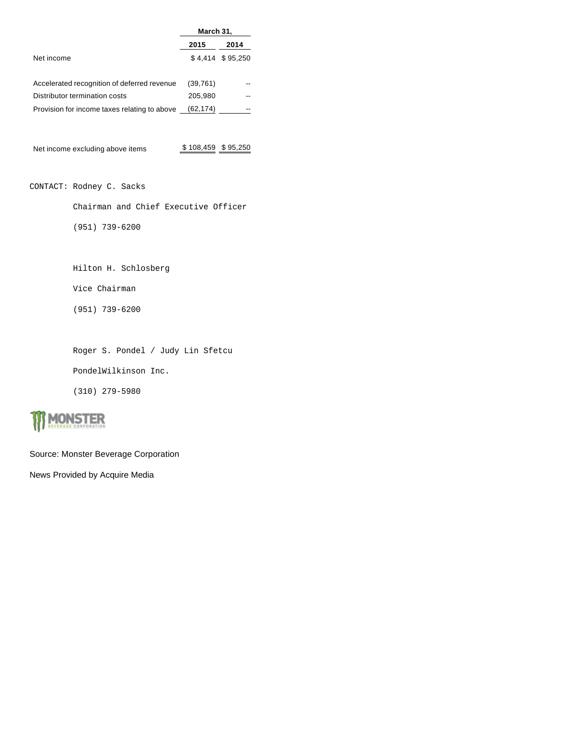| | March 31, | |
| --- | --- | --- |
| | 2015 | 2014 |
| Net income | $ 4,414 | $ 95,250 |
| | | |
| Accelerated recognition of deferred revenue | (39,761) | -- |
| Distributor termination costs | 205,980 | -- |
| Provision for income taxes relating to above | (62,174) | -- |
| | | |
| Net income excluding above items | $ 108,459 | $ 95,250 |

CONTACT: Rodney C. Sacks

Chairman and Chief Executive Officer

(951) 739-6200

Hilton H. Schlosberg

Vice Chairman

(951) 739-6200

Roger S. Pondel / Judy Lin Sfetcu

PondelWilkinson Inc.

(310) 279-5980

Source: Monster Beverage Corporation

News Provided by Acquire Media